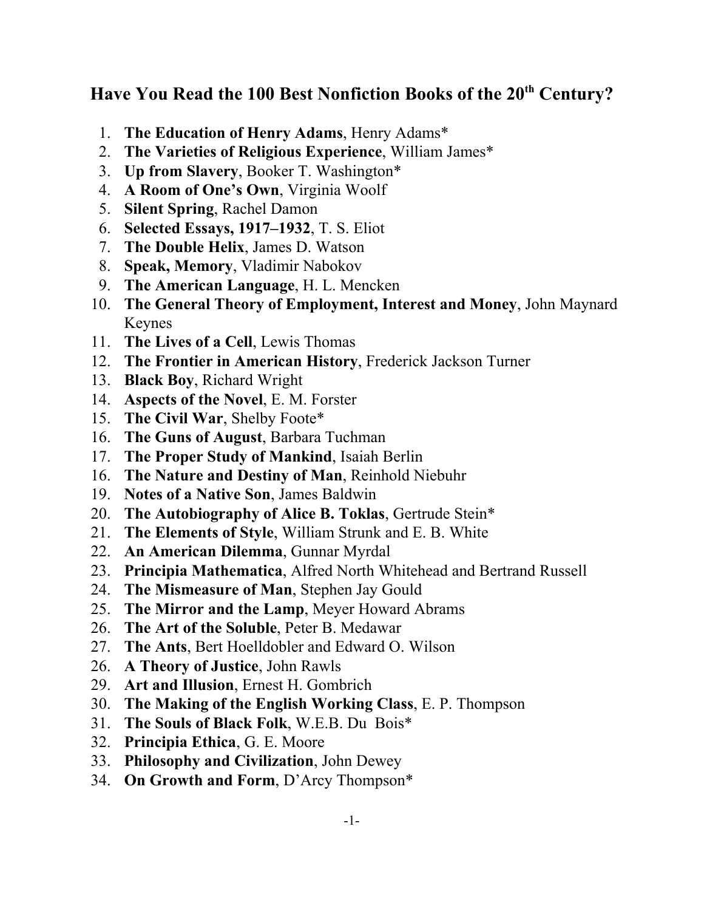# Have You Read the 100 Best Nonfiction Books of the 20th Century?

1. **The Education of Henry Adams**, Henry Adams*
2. **The Varieties of Religious Experience**, William James*
3. **Up from Slavery**, Booker T. Washington*
4. **A Room of One's Own**, Virginia Woolf
5. **Silent Spring**, Rachel Damon
6. **Selected Essays, 1917–1932**, T. S. Eliot
7. **The Double Helix**, James D. Watson
8. **Speak, Memory**, Vladimir Nabokov
9. **The American Language**, H. L. Mencken
10. **The General Theory of Employment, Interest and Money**, John Maynard Keynes
11. **The Lives of a Cell**, Lewis Thomas
12. **The Frontier in American History**, Frederick Jackson Turner
13. **Black Boy**, Richard Wright
14. **Aspects of the Novel**, E. M. Forster
15. **The Civil War**, Shelby Foote*
16. **The Guns of August**, Barbara Tuchman
17. **The Proper Study of Mankind**, Isaiah Berlin
16. **The Nature and Destiny of Man**, Reinhold Niebuhr
19. **Notes of a Native Son**, James Baldwin
20. **The Autobiography of Alice B. Toklas**, Gertrude Stein*
21. **The Elements of Style**, William Strunk and E. B. White
22. **An American Dilemma**, Gunnar Myrdal
23. **Principia Mathematica**, Alfred North Whitehead and Bertrand Russell
24. **The Mismeasure of Man**, Stephen Jay Gould
25. **The Mirror and the Lamp**, Meyer Howard Abrams
26. **The Art of the Soluble**, Peter B. Medawar
27. **The Ants**, Bert Hoelldobler and Edward O. Wilson
26. **A Theory of Justice**, John Rawls
29. **Art and Illusion**, Ernest H. Gombrich
30. **The Making of the English Working Class**, E. P. Thompson
31. **The Souls of Black Folk**, W.E.B. Du Bois*
32. **Principia Ethica**, G. E. Moore
33. **Philosophy and Civilization**, John Dewey
34. **On Growth and Form**, D'Arcy Thompson*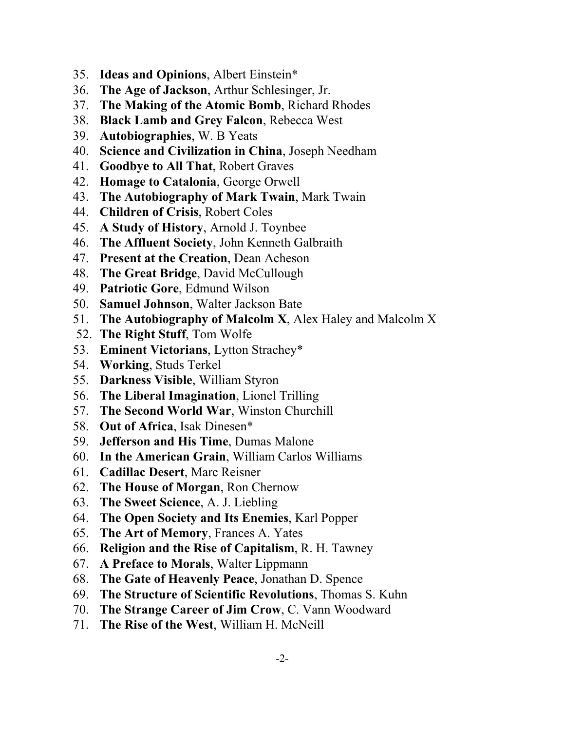35. **Ideas and Opinions**, Albert Einstein*
36. **The Age of Jackson**, Arthur Schlesinger, Jr.
37. **The Making of the Atomic Bomb**, Richard Rhodes
38. **Black Lamb and Grey Falcon**, Rebecca West
39. **Autobiographies**, W. B Yeats
40. **Science and Civilization in China**, Joseph Needham
41. **Goodbye to All That**, Robert Graves
42. **Homage to Catalonia**, George Orwell
43. **The Autobiography of Mark Twain**, Mark Twain
44. **Children of Crisis**, Robert Coles
45. **A Study of History**, Arnold J. Toynbee
46. **The Affluent Society**, John Kenneth Galbraith
47. **Present at the Creation**, Dean Acheson
48. **The Great Bridge**, David McCullough
49. **Patriotic Gore**, Edmund Wilson
50. **Samuel Johnson**, Walter Jackson Bate
51. **The Autobiography of Malcolm X**, Alex Haley and Malcolm X
52. **The Right Stuff**, Tom Wolfe
53. **Eminent Victorians**, Lytton Strachey*
54. **Working**, Studs Terkel
55. **Darkness Visible**, William Styron
56. **The Liberal Imagination**, Lionel Trilling
57. **The Second World War**, Winston Churchill
58. **Out of Africa**, Isak Dinesen*
59. **Jefferson and His Time**, Dumas Malone
60. **In the American Grain**, William Carlos Williams
61. **Cadillac Desert**, Marc Reisner
62. **The House of Morgan**, Ron Chernow
63. **The Sweet Science**, A. J. Liebling
64. **The Open Society and Its Enemies**, Karl Popper
65. **The Art of Memory**, Frances A. Yates
66. **Religion and the Rise of Capitalism**, R. H. Tawney
67. **A Preface to Morals**, Walter Lippmann
68. **The Gate of Heavenly Peace**, Jonathan D. Spence
69. **The Structure of Scientific Revolutions**, Thomas S. Kuhn
70. **The Strange Career of Jim Crow**, C. Vann Woodward
71. **The Rise of the West**, William H. McNeill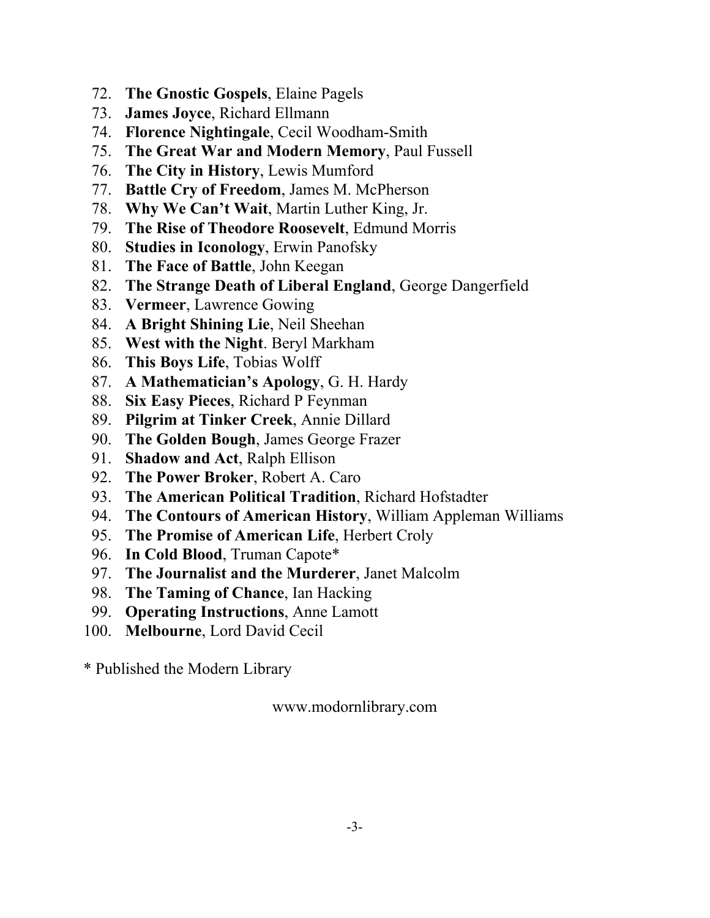72. **The Gnostic Gospels**, Elaine Pagels
73. **James Joyce**, Richard Ellmann
74. **Florence Nightingale**, Cecil Woodham-Smith
75. **The Great War and Modern Memory**, Paul Fussell
76. **The City in History**, Lewis Mumford
77. **Battle Cry of Freedom**, James M. McPherson
78. **Why We Can't Wait**, Martin Luther King, Jr.
79. **The Rise of Theodore Roosevelt**, Edmund Morris
80. **Studies in Iconology**, Erwin Panofsky
81. **The Face of Battle**, John Keegan
82. **The Strange Death of Liberal England**, George Dangerfield
83. **Vermeer**, Lawrence Gowing
84. **A Bright Shining Lie**, Neil Sheehan
85. **West with the Night**. Beryl Markham
86. **This Boys Life**, Tobias Wolff
87. **A Mathematician's Apology**, G. H. Hardy
88. **Six Easy Pieces**, Richard P Feynman
89. **Pilgrim at Tinker Creek**, Annie Dillard
90. **The Golden Bough**, James George Frazer
91. **Shadow and Act**, Ralph Ellison
92. **The Power Broker**, Robert A. Caro
93. **The American Political Tradition**, Richard Hofstadter
94. **The Contours of American History**, William Appleman Williams
95. **The Promise of American Life**, Herbert Croly
96. **In Cold Blood**, Truman Capote*
97. **The Journalist and the Murderer**, Janet Malcolm
98. **The Taming of Chance**, Ian Hacking
99. **Operating Instructions**, Anne Lamott
100. **Melbourne**, Lord David Cecil

* Published the Modern Library

www.modornlibrary.com